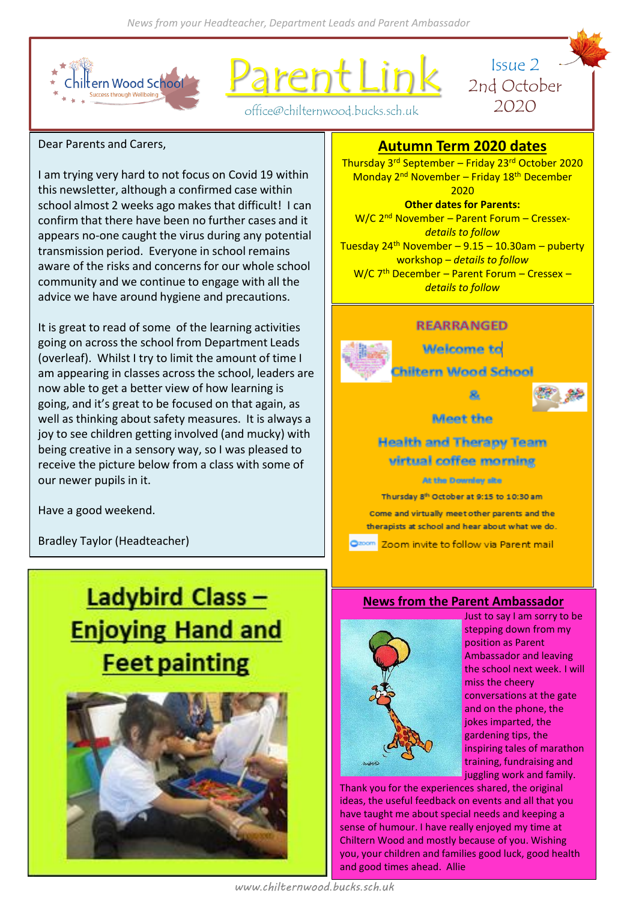# Parent Link

Chiltern Wood School
Success through Wellbeing

office@chilternwood.bucks.sch.uk

Issue 2
2nd October 2020

Dear Parents and Carers,

I am trying very hard to not focus on Covid 19 within this newsletter, although a confirmed case within school almost 2 weeks ago makes that difficult! I can confirm that there have been no further cases and it appears no-one caught the virus during any potential transmission period. Everyone in school remains aware of the risks and concerns for our whole school community and we continue to engage with all the advice we have around hygiene and precautions.

It is great to read of some of the learning activities going on across the school from Department Leads (overleaf). Whilst I try to limit the amount of time I am appearing in classes across the school, leaders are now able to get a better view of how learning is going, and it's great to be focused on that again, as well as thinking about safety measures. It is always a joy to see children getting involved (and mucky) with being creative in a sensory way, so I was pleased to receive the picture below from a class with some of our newer pupils in it.

Have a good weekend.

Bradley Taylor (Headteacher)

## Ladybird Class – Enjoying Hand and Feet painting

## Autumn Term 2020 dates

Thursday 3rd September – Friday 23rd October 2020
Monday 2nd November – Friday 18th December 2020

**Other dates for Parents:**

W/C 2nd November – Parent Forum – Cressex- *details to follow*
Tuesday 24th November – 9.15 – 10.30am – puberty workshop – *details to follow*
W/C 7th December – Parent Forum – Cressex – *details to follow*

**REARRANGED**

**Welcome to Chiltern Wood School & Meet the Health and Therapy Team virtual coffee morning**

At the Downley site

Thursday 8th October at 9:15 to 10:30 am

Come and virtually meet other parents and the therapists at school and hear about what we do.

Zoom invite to follow via Parent mail

## News from the Parent Ambassador

Just to say I am sorry to be stepping down from my position as Parent Ambassador and leaving the school next week. I will miss the cheery conversations at the gate and on the phone, the jokes imparted, the gardening tips, the inspiring tales of marathon training, fundraising and juggling work and family. Thank you for the experiences shared, the original ideas, the useful feedback on events and all that you have taught me about special needs and keeping a sense of humour. I have really enjoyed my time at Chiltern Wood and mostly because of you. Wishing you, your children and families good luck, good health and good times ahead. Allie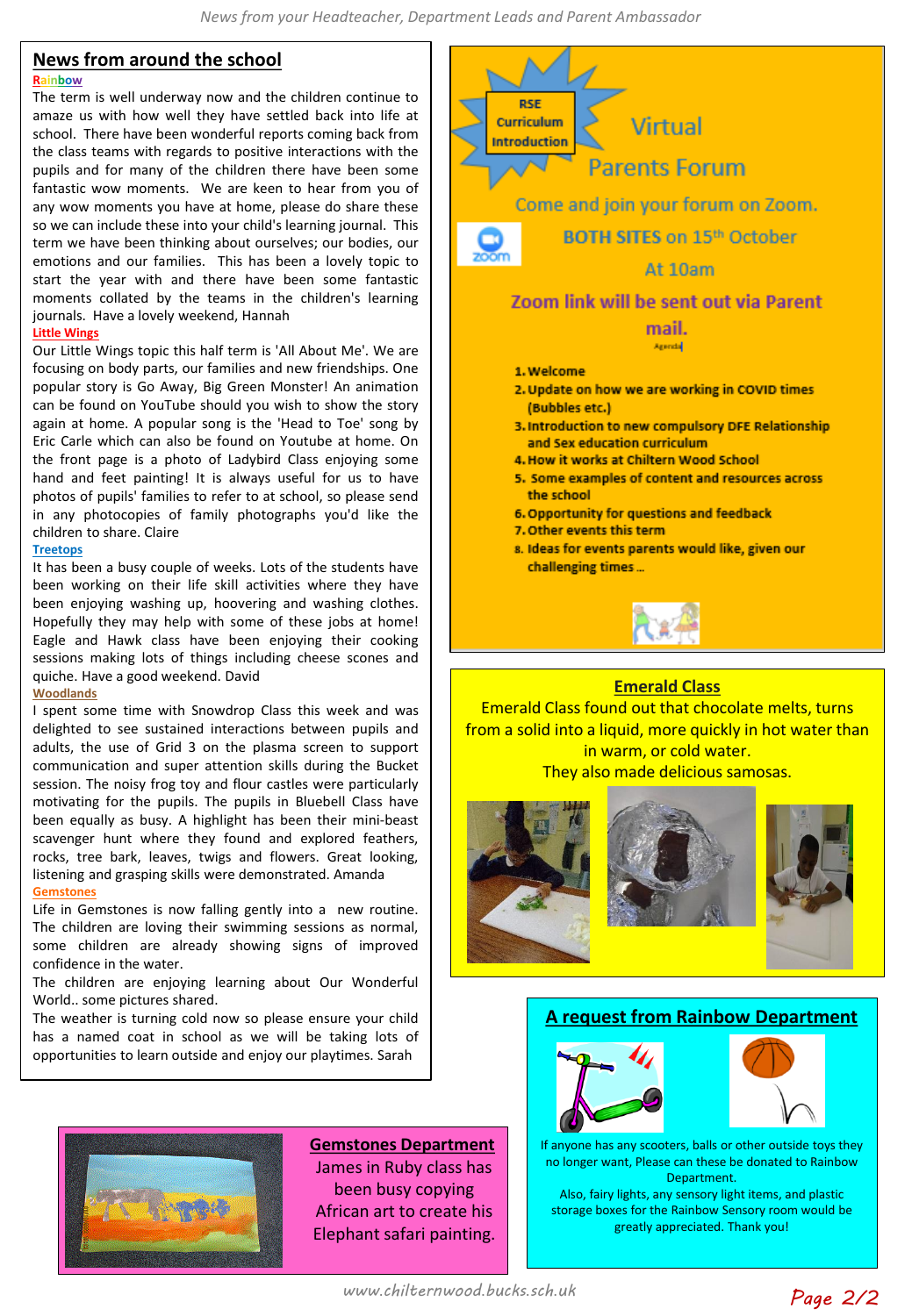## News from around the school

### Rainbow

The term is well underway now and the children continue to amaze us with how well they have settled back into life at school. There have been wonderful reports coming back from the class teams with regards to positive interactions with the pupils and for many of the children there have been some fantastic wow moments. We are keen to hear from you of any wow moments you have at home, please do share these so we can include these into your child's learning journal. This term we have been thinking about ourselves; our bodies, our emotions and our families. This has been a lovely topic to start the year with and there have been some fantastic moments collated by the teams in the children's learning journals. Have a lovely weekend, Hannah

### Little Wings

Our Little Wings topic this half term is 'All About Me'. We are focusing on body parts, our families and new friendships. One popular story is Go Away, Big Green Monster! An animation can be found on YouTube should you wish to show the story again at home. A popular song is the 'Head to Toe' song by Eric Carle which can also be found on Youtube at home. On the front page is a photo of Ladybird Class enjoying some hand and feet painting! It is always useful for us to have photos of pupils' families to refer to at school, so please send in any photocopies of family photographs you'd like the children to share. Claire

### Treetops

It has been a busy couple of weeks. Lots of the students have been working on their life skill activities where they have been enjoying washing up, hoovering and washing clothes. Hopefully they may help with some of these jobs at home! Eagle and Hawk class have been enjoying their cooking sessions making lots of things including cheese scones and quiche. Have a good weekend. David

### Woodlands

I spent some time with Snowdrop Class this week and was delighted to see sustained interactions between pupils and adults, the use of Grid 3 on the plasma screen to support communication and super attention skills during the Bucket session. The noisy frog toy and flour castles were particularly motivating for the pupils. The pupils in Bluebell Class have been equally as busy. A highlight has been their mini-beast scavenger hunt where they found and explored feathers, rocks, tree bark, leaves, twigs and flowers. Great looking, listening and grasping skills were demonstrated. Amanda

### Gemstones

Life in Gemstones is now falling gently into a new routine. The children are loving their swimming sessions as normal, some children are already showing signs of improved confidence in the water.

The children are enjoying learning about Our Wonderful World.. some pictures shared.

The weather is turning cold now so please ensure your child has a named coat in school as we will be taking lots of opportunities to learn outside and enjoy our playtimes. Sarah

## RSE Curriculum Introduction

## Virtual Parents Forum

Come and join your forum on Zoom.

**BOTH SITES on 15th October**

At 10am

**Zoom link will be sent out via Parent mail.**

Agenda

1. Welcome
2. Update on how we are working in COVID times (Bubbles etc.)
3. Introduction to new compulsory DFE Relationship and Sex education curriculum
4. How it works at Chiltern Wood School
5. Some examples of content and resources across the school
6. Opportunity for questions and feedback
7. Other events this term
8. Ideas for events parents would like, given our challenging times …

## Emerald Class

Emerald Class found out that chocolate melts, turns from a solid into a liquid, more quickly in hot water than in warm, or cold water.

They also made delicious samosas.

## Gemstones Department

James in Ruby class has been busy copying African art to create his Elephant safari painting.

## A request from Rainbow Department

If anyone has any scooters, balls or other outside toys they no longer want, Please can these be donated to Rainbow Department.

Also, fairy lights, any sensory light items, and plastic storage boxes for the Rainbow Sensory room would be greatly appreciated. Thank you!